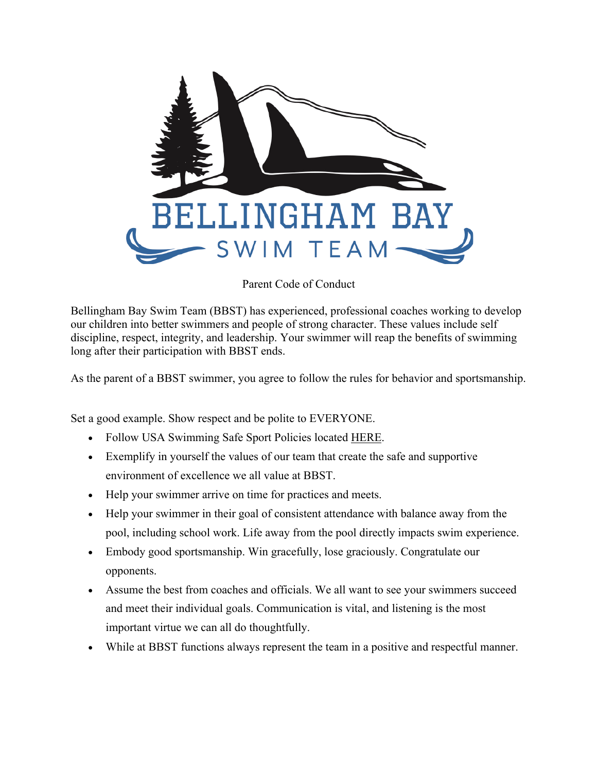BELLINGHAM BAY

SWIM TEAM

Parent Code of Conduct

Bellingham Bay Swim Team (BBST) has experienced, professional coaches working to develop our children into better swimmers and people of strong character. These values include self discipline, respect, integrity, and leadership. Your swimmer will reap the benefits of swimming long after their participation with BBST ends.

As the parent of a BBST swimmer, you agree to follow the rules for behavior and sportsmanship.

Set a good example. Show respect and be polite to EVERYONE.

- Follow USA Swimming Safe Sport Policies located HERE.
- Exemplify in yourself the values of our team that create the safe and supportive environment of excellence we all value at BBST.
- Help your swimmer arrive on time for practices and meets.
- Help your swimmer in their goal of consistent attendance with balance away from the pool, including school work. Life away from the pool directly impacts swim experience.
- Embody good sportsmanship. Win gracefully, lose graciously. Congratulate our opponents.
- Assume the best from coaches and officials. We all want to see your swimmers succeed and meet their individual goals. Communication is vital, and listening is the most important virtue we can all do thoughtfully.
- While at BBST functions always represent the team in a positive and respectful manner.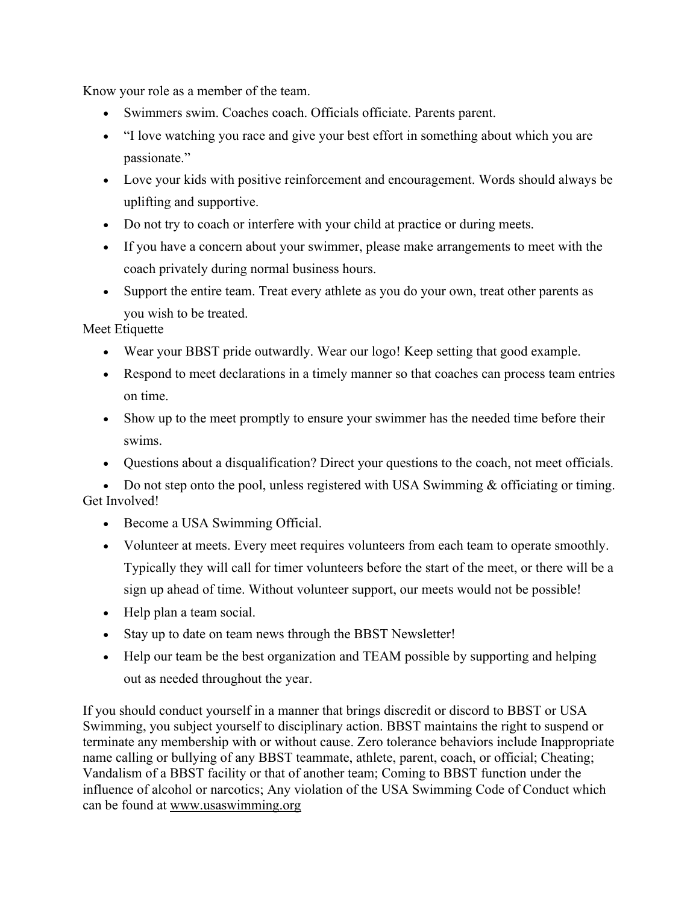Know your role as a member of the team.

- Swimmers swim. Coaches coach. Officials officiate. Parents parent.
- "I love watching you race and give your best effort in something about which you are passionate."
- Love your kids with positive reinforcement and encouragement. Words should always be uplifting and supportive.
- Do not try to coach or interfere with your child at practice or during meets.
- If you have a concern about your swimmer, please make arrangements to meet with the coach privately during normal business hours.
- Support the entire team. Treat every athlete as you do your own, treat other parents as you wish to be treated.

Meet Etiquette

- Wear your BBST pride outwardly. Wear our logo! Keep setting that good example.
- Respond to meet declarations in a timely manner so that coaches can process team entries on time.
- Show up to the meet promptly to ensure your swimmer has the needed time before their swims.
- Questions about a disqualification? Direct your questions to the coach, not meet officials.
- Do not step onto the pool, unless registered with USA Swimming & officiating or timing.

Get Involved!

- Become a USA Swimming Official.
- Volunteer at meets. Every meet requires volunteers from each team to operate smoothly. Typically they will call for timer volunteers before the start of the meet, or there will be a sign up ahead of time. Without volunteer support, our meets would not be possible!
- Help plan a team social.
- Stay up to date on team news through the BBST Newsletter!
- Help our team be the best organization and TEAM possible by supporting and helping out as needed throughout the year.

If you should conduct yourself in a manner that brings discredit or discord to BBST or USA Swimming, you subject yourself to disciplinary action. BBST maintains the right to suspend or terminate any membership with or without cause. Zero tolerance behaviors include Inappropriate name calling or bullying of any BBST teammate, athlete, parent, coach, or official; Cheating; Vandalism of a BBST facility or that of another team; Coming to BBST function under the influence of alcohol or narcotics; Any violation of the USA Swimming Code of Conduct which can be found at www.usaswimming.org